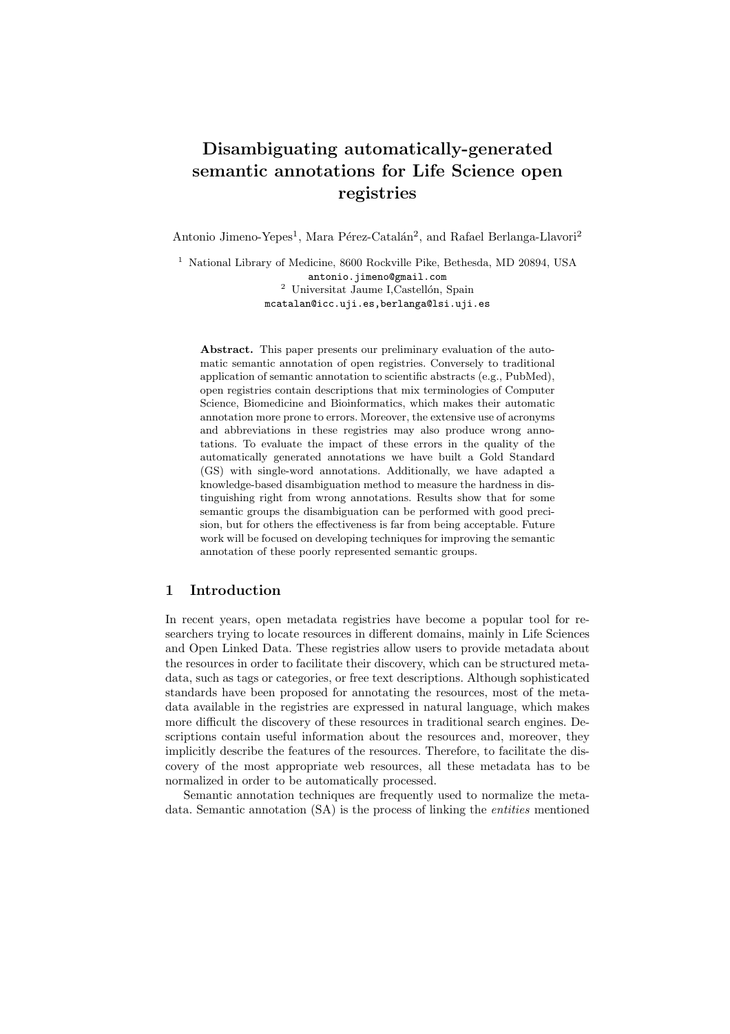# Disambiguating automatically-generated semantic annotations for Life Science open registries

Antonio Jimeno-Yepes[1], Mara Pérez-Catalán[2], and Rafael Berlanga-Llavori[2]

[1] National Library of Medicine, 8600 Rockville Pike, Bethesda, MD 20894, USA
antonio.jimeno@gmail.com
[2] Universitat Jaume I,Castellón, Spain
mcatalan@icc.uji.es,berlanga@lsi.uji.es

**Abstract.** This paper presents our preliminary evaluation of the automatic semantic annotation of open registries. Conversely to traditional application of semantic annotation to scientific abstracts (e.g., PubMed), open registries contain descriptions that mix terminologies of Computer Science, Biomedicine and Bioinformatics, which makes their automatic annotation more prone to errors. Moreover, the extensive use of acronyms and abbreviations in these registries may also produce wrong annotations. To evaluate the impact of these errors in the quality of the automatically generated annotations we have built a Gold Standard (GS) with single-word annotations. Additionally, we have adapted a knowledge-based disambiguation method to measure the hardness in distinguishing right from wrong annotations. Results show that for some semantic groups the disambiguation can be performed with good precision, but for others the effectiveness is far from being acceptable. Future work will be focused on developing techniques for improving the semantic annotation of these poorly represented semantic groups.

## 1 Introduction

In recent years, open metadata registries have become a popular tool for researchers trying to locate resources in different domains, mainly in Life Sciences and Open Linked Data. These registries allow users to provide metadata about the resources in order to facilitate their discovery, which can be structured metadata, such as tags or categories, or free text descriptions. Although sophisticated standards have been proposed for annotating the resources, most of the metadata available in the registries are expressed in natural language, which makes more difficult the discovery of these resources in traditional search engines. Descriptions contain useful information about the resources and, moreover, they implicitly describe the features of the resources. Therefore, to facilitate the discovery of the most appropriate web resources, all these metadata has to be normalized in order to be automatically processed.

Semantic annotation techniques are frequently used to normalize the metadata. Semantic annotation (SA) is the process of linking the *entities* mentioned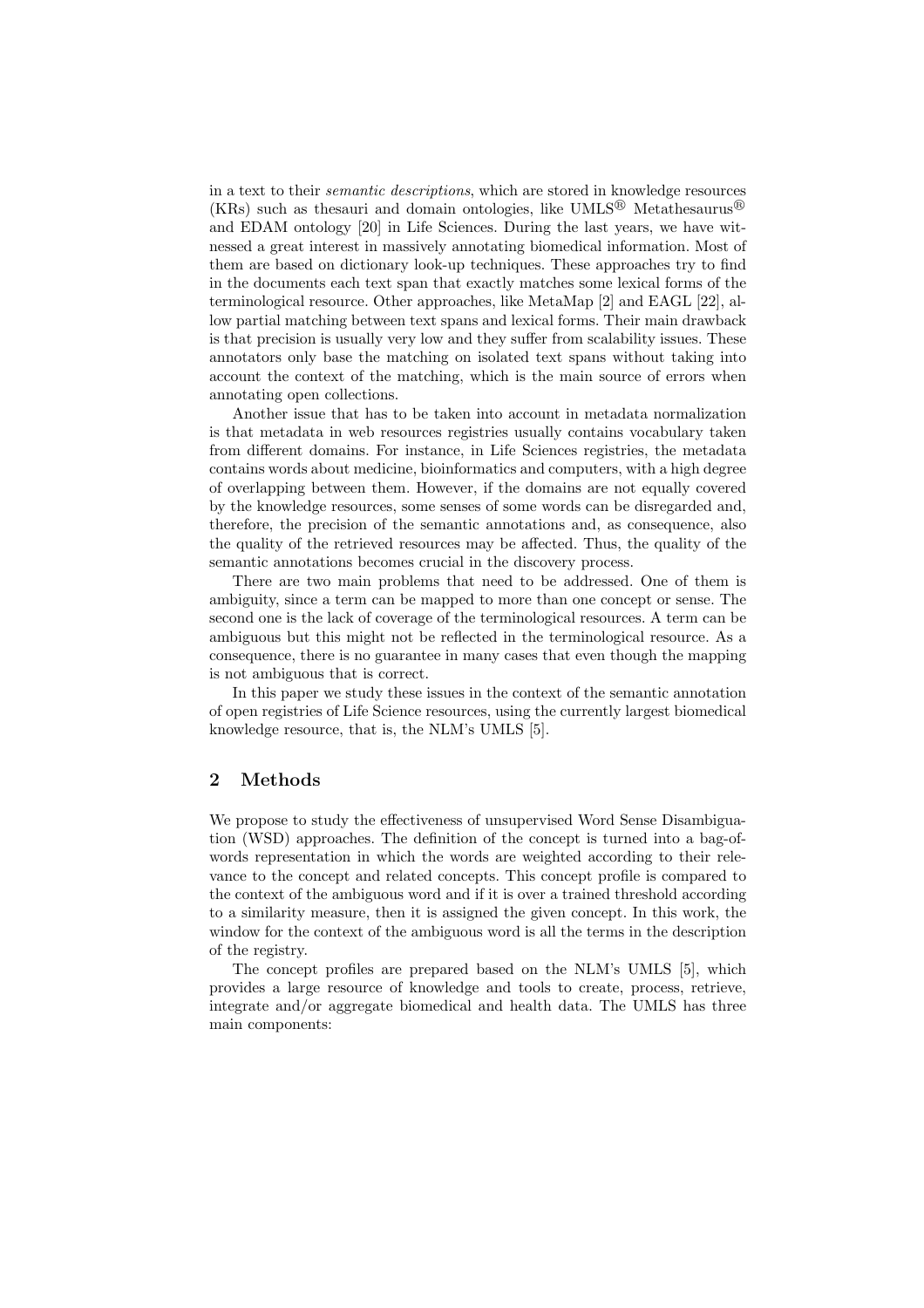in a text to their *semantic descriptions*, which are stored in knowledge resources (KRs) such as thesauri and domain ontologies, like UMLS® Metathesaurus® and EDAM ontology [20] in Life Sciences. During the last years, we have witnessed a great interest in massively annotating biomedical information. Most of them are based on dictionary look-up techniques. These approaches try to find in the documents each text span that exactly matches some lexical forms of the terminological resource. Other approaches, like MetaMap [2] and EAGL [22], allow partial matching between text spans and lexical forms. Their main drawback is that precision is usually very low and they suffer from scalability issues. These annotators only base the matching on isolated text spans without taking into account the context of the matching, which is the main source of errors when annotating open collections.

Another issue that has to be taken into account in metadata normalization is that metadata in web resources registries usually contains vocabulary taken from different domains. For instance, in Life Sciences registries, the metadata contains words about medicine, bioinformatics and computers, with a high degree of overlapping between them. However, if the domains are not equally covered by the knowledge resources, some senses of some words can be disregarded and, therefore, the precision of the semantic annotations and, as consequence, also the quality of the retrieved resources may be affected. Thus, the quality of the semantic annotations becomes crucial in the discovery process.

There are two main problems that need to be addressed. One of them is ambiguity, since a term can be mapped to more than one concept or sense. The second one is the lack of coverage of the terminological resources. A term can be ambiguous but this might not be reflected in the terminological resource. As a consequence, there is no guarantee in many cases that even though the mapping is not ambiguous that is correct.

In this paper we study these issues in the context of the semantic annotation of open registries of Life Science resources, using the currently largest biomedical knowledge resource, that is, the NLM's UMLS [5].

## 2 Methods

We propose to study the effectiveness of unsupervised Word Sense Disambiguation (WSD) approaches. The definition of the concept is turned into a bag-of-words representation in which the words are weighted according to their relevance to the concept and related concepts. This concept profile is compared to the context of the ambiguous word and if it is over a trained threshold according to a similarity measure, then it is assigned the given concept. In this work, the window for the context of the ambiguous word is all the terms in the description of the registry.

The concept profiles are prepared based on the NLM's UMLS [5], which provides a large resource of knowledge and tools to create, process, retrieve, integrate and/or aggregate biomedical and health data. The UMLS has three main components: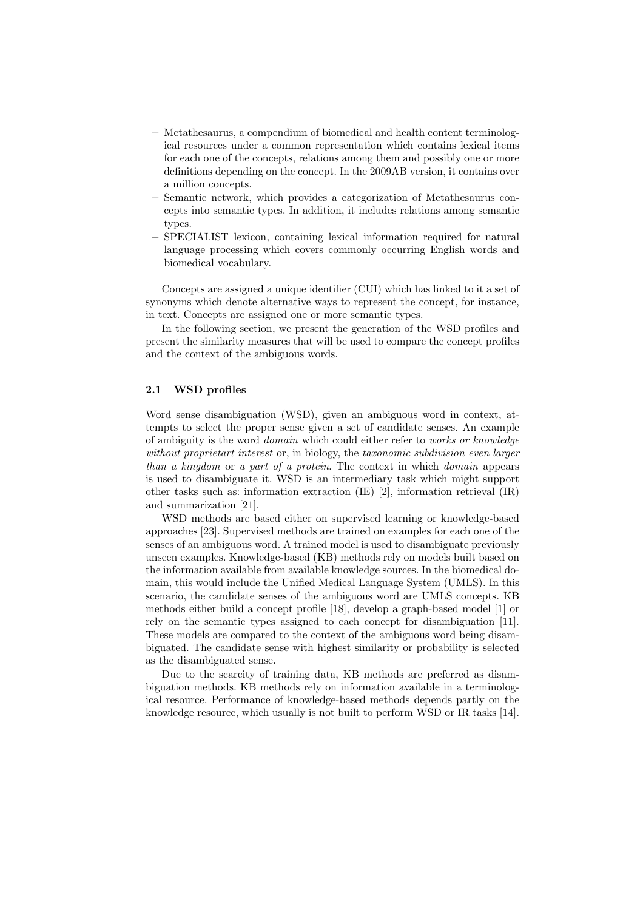– Metathesaurus, a compendium of biomedical and health content terminological resources under a common representation which contains lexical items for each one of the concepts, relations among them and possibly one or more definitions depending on the concept. In the 2009AB version, it contains over a million concepts.
– Semantic network, which provides a categorization of Metathesaurus concepts into semantic types. In addition, it includes relations among semantic types.
– SPECIALIST lexicon, containing lexical information required for natural language processing which covers commonly occurring English words and biomedical vocabulary.

Concepts are assigned a unique identifier (CUI) which has linked to it a set of synonyms which denote alternative ways to represent the concept, for instance, in text. Concepts are assigned one or more semantic types.

In the following section, we present the generation of the WSD profiles and present the similarity measures that will be used to compare the concept profiles and the context of the ambiguous words.

### 2.1 WSD profiles

Word sense disambiguation (WSD), given an ambiguous word in context, attempts to select the proper sense given a set of candidate senses. An example of ambiguity is the word *domain* which could either refer to *works or knowledge without proprietart interest* or, in biology, the *taxonomic subdivision even larger than a kingdom* or *a part of a protein*. The context in which *domain* appears is used to disambiguate it. WSD is an intermediary task which might support other tasks such as: information extraction (IE) [2], information retrieval (IR) and summarization [21].

WSD methods are based either on supervised learning or knowledge-based approaches [23]. Supervised methods are trained on examples for each one of the senses of an ambiguous word. A trained model is used to disambiguate previously unseen examples. Knowledge-based (KB) methods rely on models built based on the information available from available knowledge sources. In the biomedical domain, this would include the Unified Medical Language System (UMLS). In this scenario, the candidate senses of the ambiguous word are UMLS concepts. KB methods either build a concept profile [18], develop a graph-based model [1] or rely on the semantic types assigned to each concept for disambiguation [11]. These models are compared to the context of the ambiguous word being disambiguated. The candidate sense with highest similarity or probability is selected as the disambiguated sense.

Due to the scarcity of training data, KB methods are preferred as disambiguation methods. KB methods rely on information available in a terminological resource. Performance of knowledge-based methods depends partly on the knowledge resource, which usually is not built to perform WSD or IR tasks [14].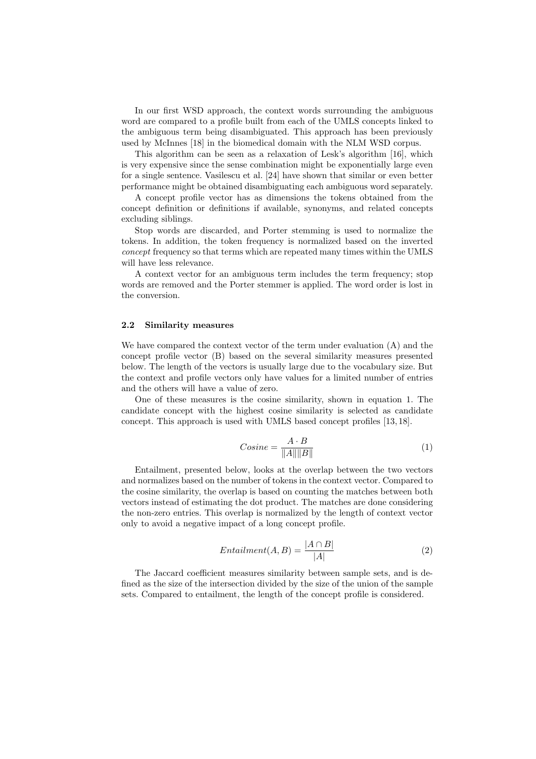In our first WSD approach, the context words surrounding the ambiguous word are compared to a profile built from each of the UMLS concepts linked to the ambiguous term being disambiguated. This approach has been previously used by McInnes [18] in the biomedical domain with the NLM WSD corpus.

This algorithm can be seen as a relaxation of Lesk's algorithm [16], which is very expensive since the sense combination might be exponentially large even for a single sentence. Vasilescu et al. [24] have shown that similar or even better performance might be obtained disambiguating each ambiguous word separately.

A concept profile vector has as dimensions the tokens obtained from the concept definition or definitions if available, synonyms, and related concepts excluding siblings.

Stop words are discarded, and Porter stemming is used to normalize the tokens. In addition, the token frequency is normalized based on the inverted *concept* frequency so that terms which are repeated many times within the UMLS will have less relevance.

A context vector for an ambiguous term includes the term frequency; stop words are removed and the Porter stemmer is applied. The word order is lost in the conversion.

### 2.2 Similarity measures

We have compared the context vector of the term under evaluation (A) and the concept profile vector (B) based on the several similarity measures presented below. The length of the vectors is usually large due to the vocabulary size. But the context and profile vectors only have values for a limited number of entries and the others will have a value of zero.

One of these measures is the cosine similarity, shown in equation 1. The candidate concept with the highest cosine similarity is selected as candidate concept. This approach is used with UMLS based concept profiles [13, 18].

$$Cosine = \frac{A \cdot B}{\|A\| \|B\|} \tag{1}$$

Entailment, presented below, looks at the overlap between the two vectors and normalizes based on the number of tokens in the context vector. Compared to the cosine similarity, the overlap is based on counting the matches between both vectors instead of estimating the dot product. The matches are done considering the non-zero entries. This overlap is normalized by the length of context vector only to avoid a negative impact of a long concept profile.

$$Entailment(A, B) = \frac{|A \cap B|}{|A|} \tag{2}$$

The Jaccard coefficient measures similarity between sample sets, and is defined as the size of the intersection divided by the size of the union of the sample sets. Compared to entailment, the length of the concept profile is considered.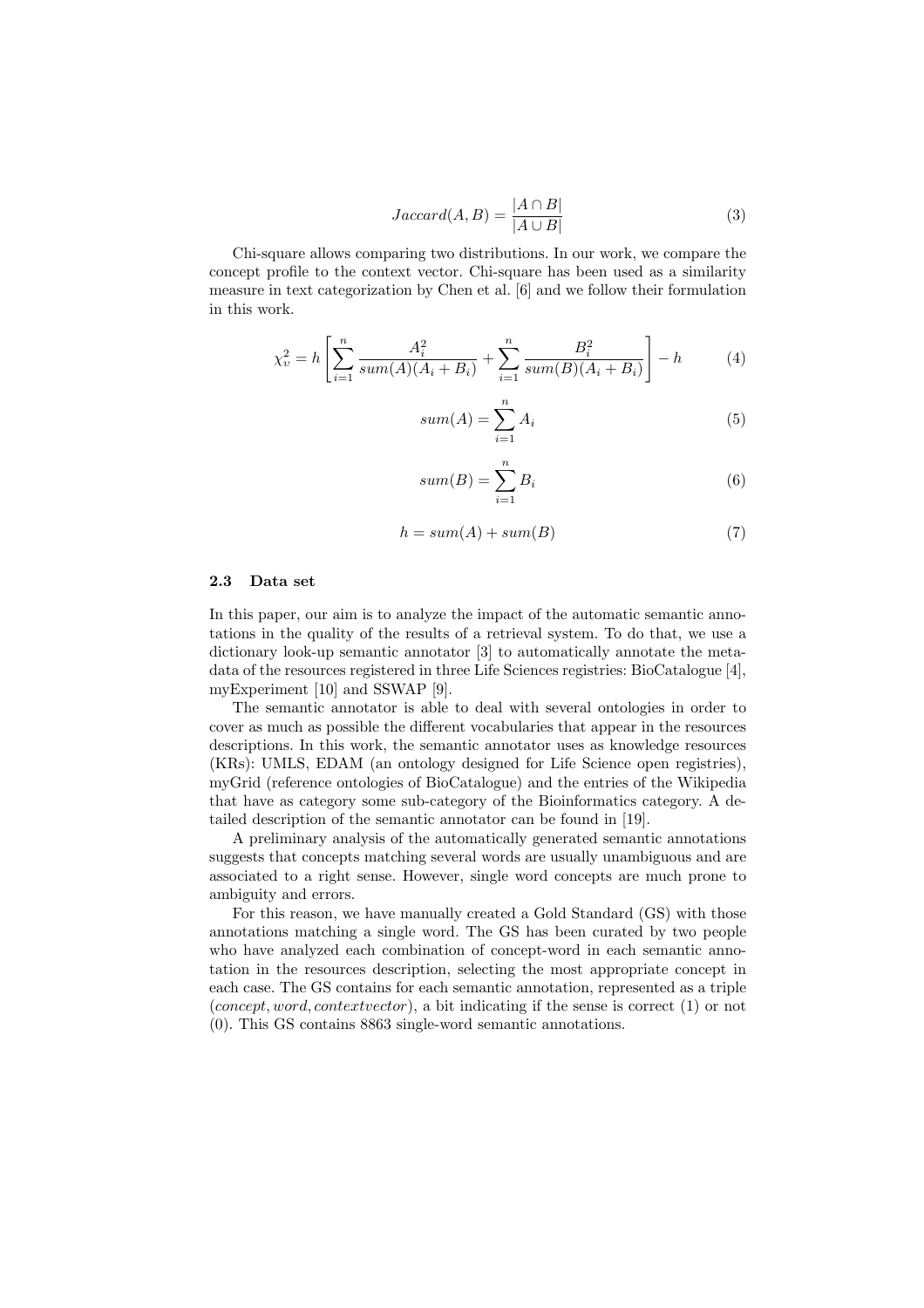$$Jaccard(A, B) = \frac{|A \cap B|}{|A \cup B|} \tag{3}$$

Chi-square allows comparing two distributions. In our work, we compare the concept profile to the context vector. Chi-square has been used as a similarity measure in text categorization by Chen et al. [6] and we follow their formulation in this work.

$$\chi_v^2 = h \left[ \sum_{i=1}^{n} \frac{A_i^2}{sum(A)(A_i + B_i)} + \sum_{i=1}^{n} \frac{B_i^2}{sum(B)(A_i + B_i)} \right] - h \tag{4}$$

$$sum(A) = \sum_{i=1}^{n} A_i \tag{5}$$

$$sum(B) = \sum_{i=1}^{n} B_i \tag{6}$$

$$h = sum(A) + sum(B) \tag{7}$$

### 2.3 Data set

In this paper, our aim is to analyze the impact of the automatic semantic annotations in the quality of the results of a retrieval system. To do that, we use a dictionary look-up semantic annotator [3] to automatically annotate the metadata of the resources registered in three Life Sciences registries: BioCatalogue [4], myExperiment [10] and SSWAP [9].

The semantic annotator is able to deal with several ontologies in order to cover as much as possible the different vocabularies that appear in the resources descriptions. In this work, the semantic annotator uses as knowledge resources (KRs): UMLS, EDAM (an ontology designed for Life Science open registries), myGrid (reference ontologies of BioCatalogue) and the entries of the Wikipedia that have as category some sub-category of the Bioinformatics category. A detailed description of the semantic annotator can be found in [19].

A preliminary analysis of the automatically generated semantic annotations suggests that concepts matching several words are usually unambiguous and are associated to a right sense. However, single word concepts are much prone to ambiguity and errors.

For this reason, we have manually created a Gold Standard (GS) with those annotations matching a single word. The GS has been curated by two people who have analyzed each combination of concept-word in each semantic annotation in the resources description, selecting the most appropriate concept in each case. The GS contains for each semantic annotation, represented as a triple $(concept, word, contextvector)$, a bit indicating if the sense is correct (1) or not (0). This GS contains 8863 single-word semantic annotations.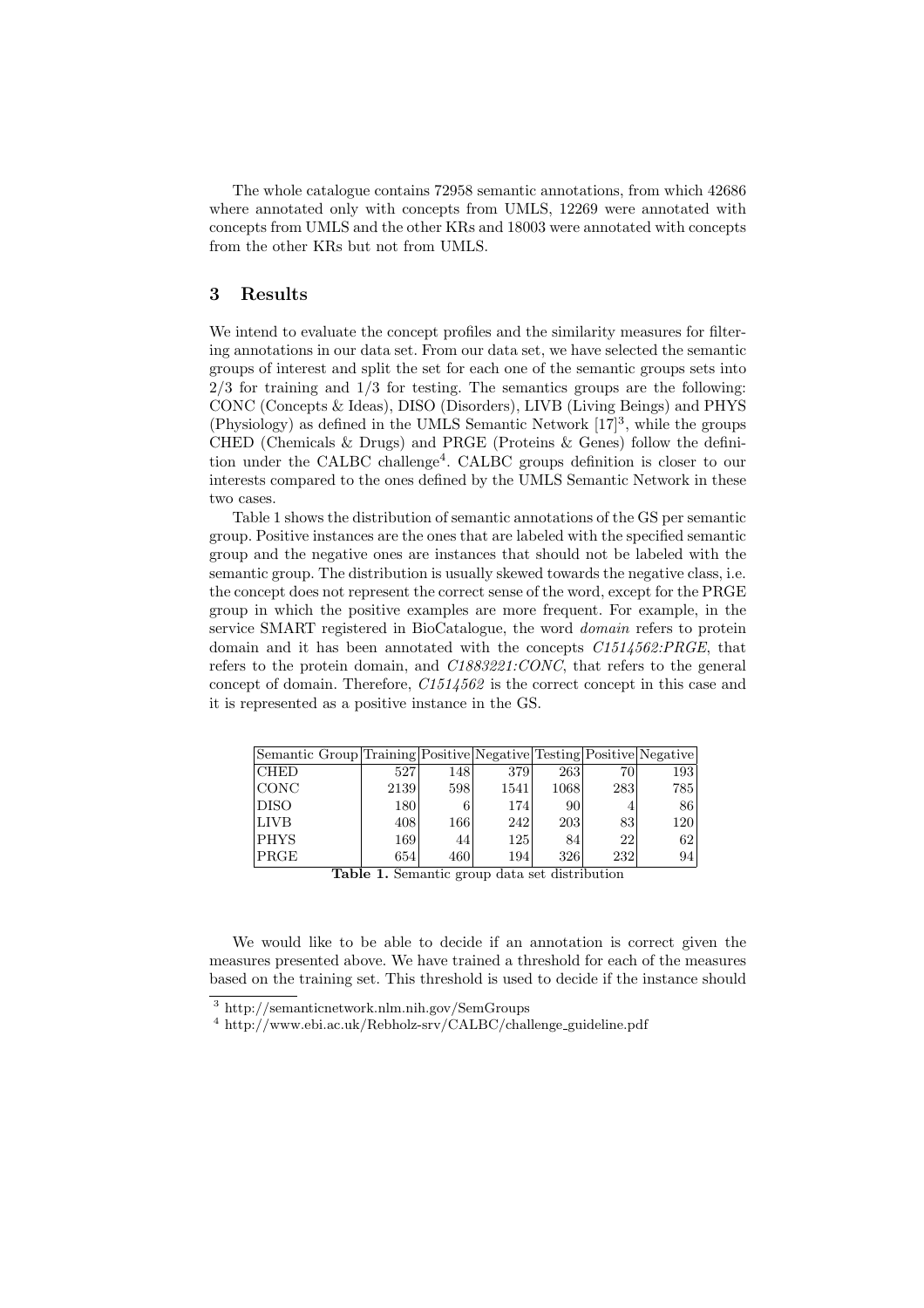The whole catalogue contains 72958 semantic annotations, from which 42686 where annotated only with concepts from UMLS, 12269 were annotated with concepts from UMLS and the other KRs and 18003 were annotated with concepts from the other KRs but not from UMLS.

## 3 Results

We intend to evaluate the concept profiles and the similarity measures for filtering annotations in our data set. From our data set, we have selected the semantic groups of interest and split the set for each one of the semantic groups sets into 2/3 for training and 1/3 for testing. The semantics groups are the following: CONC (Concepts & Ideas), DISO (Disorders), LIVB (Living Beings) and PHYS (Physiology) as defined in the UMLS Semantic Network [17][3], while the groups CHED (Chemicals & Drugs) and PRGE (Proteins & Genes) follow the definition under the CALBC challenge[4]. CALBC groups definition is closer to our interests compared to the ones defined by the UMLS Semantic Network in these two cases.

Table 1 shows the distribution of semantic annotations of the GS per semantic group. Positive instances are the ones that are labeled with the specified semantic group and the negative ones are instances that should not be labeled with the semantic group. The distribution is usually skewed towards the negative class, i.e. the concept does not represent the correct sense of the word, except for the PRGE group in which the positive examples are more frequent. For example, in the service SMART registered in BioCatalogue, the word *domain* refers to protein domain and it has been annotated with the concepts *C1514562:PRGE*, that refers to the protein domain, and *C1883221:CONC*, that refers to the general concept of domain. Therefore, *C1514562* is the correct concept in this case and it is represented as a positive instance in the GS.

| Semantic Group | Training | Positive | Negative | Testing | Positive | Negative |
|---|---|---|---|---|---|---|
| CHED | 527 | 148 | 379 | 263 | 70 | 193 |
| CONC | 2139 | 598 | 1541 | 1068 | 283 | 785 |
| DISO | 180 | 6 | 174 | 90 | 4 | 86 |
| LIVB | 408 | 166 | 242 | 203 | 83 | 120 |
| PHYS | 169 | 44 | 125 | 84 | 22 | 62 |
| PRGE | 654 | 460 | 194 | 326 | 232 | 94 |

**Table 1.** Semantic group data set distribution

We would like to be able to decide if an annotation is correct given the measures presented above. We have trained a threshold for each of the measures based on the training set. This threshold is used to decide if the instance should

[3] http://semanticnetwork.nlm.nih.gov/SemGroups

[4] http://www.ebi.ac.uk/Rebholz-srv/CALBC/challenge_guideline.pdf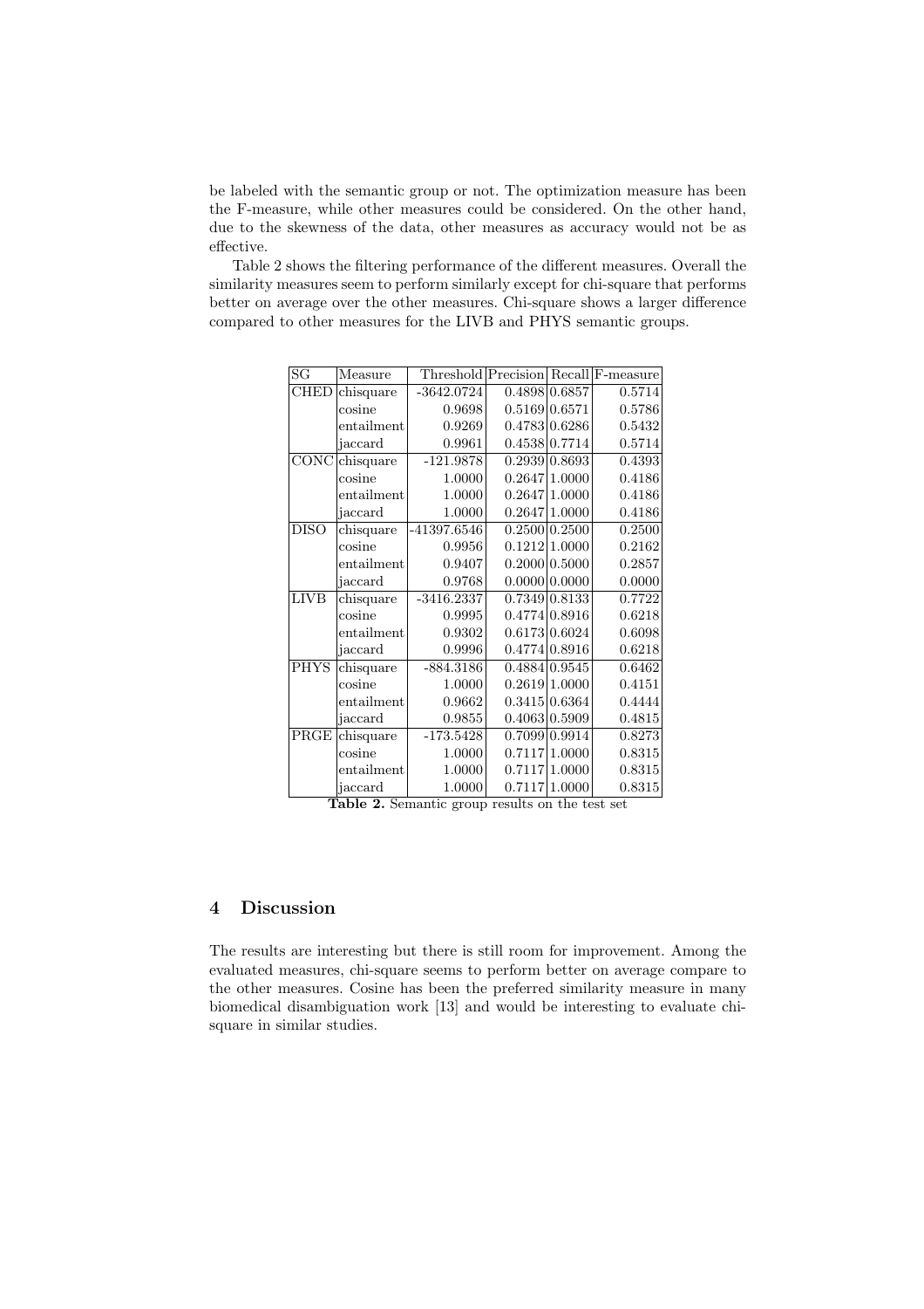be labeled with the semantic group or not. The optimization measure has been the F-measure, while other measures could be considered. On the other hand, due to the skewness of the data, other measures as accuracy would not be as effective.

Table 2 shows the filtering performance of the different measures. Overall the similarity measures seem to perform similarly except for chi-square that performs better on average over the other measures. Chi-square shows a larger difference compared to other measures for the LIVB and PHYS semantic groups.

| SG | Measure | Threshold | Precision | Recall | F-measure |
|---|---|---|---|---|---|
| CHED | chisquare | -3642.0724 | 0.4898 | 0.6857 | 0.5714 |
| | cosine | 0.9698 | 0.5169 | 0.6571 | 0.5786 |
| | entailment | 0.9269 | 0.4783 | 0.6286 | 0.5432 |
| | jaccard | 0.9961 | 0.4538 | 0.7714 | 0.5714 |
| CONC | chisquare | -121.9878 | 0.2939 | 0.8693 | 0.4393 |
| | cosine | 1.0000 | 0.2647 | 1.0000 | 0.4186 |
| | entailment | 1.0000 | 0.2647 | 1.0000 | 0.4186 |
| | jaccard | 1.0000 | 0.2647 | 1.0000 | 0.4186 |
| DISO | chisquare | -41397.6546 | 0.2500 | 0.2500 | 0.2500 |
| | cosine | 0.9956 | 0.1212 | 1.0000 | 0.2162 |
| | entailment | 0.9407 | 0.2000 | 0.5000 | 0.2857 |
| | jaccard | 0.9768 | 0.0000 | 0.0000 | 0.0000 |
| LIVB | chisquare | -3416.2337 | 0.7349 | 0.8133 | 0.7722 |
| | cosine | 0.9995 | 0.4774 | 0.8916 | 0.6218 |
| | entailment | 0.9302 | 0.6173 | 0.6024 | 0.6098 |
| | jaccard | 0.9996 | 0.4774 | 0.8916 | 0.6218 |
| PHYS | chisquare | -884.3186 | 0.4884 | 0.9545 | 0.6462 |
| | cosine | 1.0000 | 0.2619 | 1.0000 | 0.4151 |
| | entailment | 0.9662 | 0.3415 | 0.6364 | 0.4444 |
| | jaccard | 0.9855 | 0.4063 | 0.5909 | 0.4815 |
| PRGE | chisquare | -173.5428 | 0.7099 | 0.9914 | 0.8273 |
| | cosine | 1.0000 | 0.7117 | 1.0000 | 0.8315 |
| | entailment | 1.0000 | 0.7117 | 1.0000 | 0.8315 |
| | jaccard | 1.0000 | 0.7117 | 1.0000 | 0.8315 |

**Table 2.** Semantic group results on the test set

## 4 Discussion

The results are interesting but there is still room for improvement. Among the evaluated measures, chi-square seems to perform better on average compare to the other measures. Cosine has been the preferred similarity measure in many biomedical disambiguation work [13] and would be interesting to evaluate chi-square in similar studies.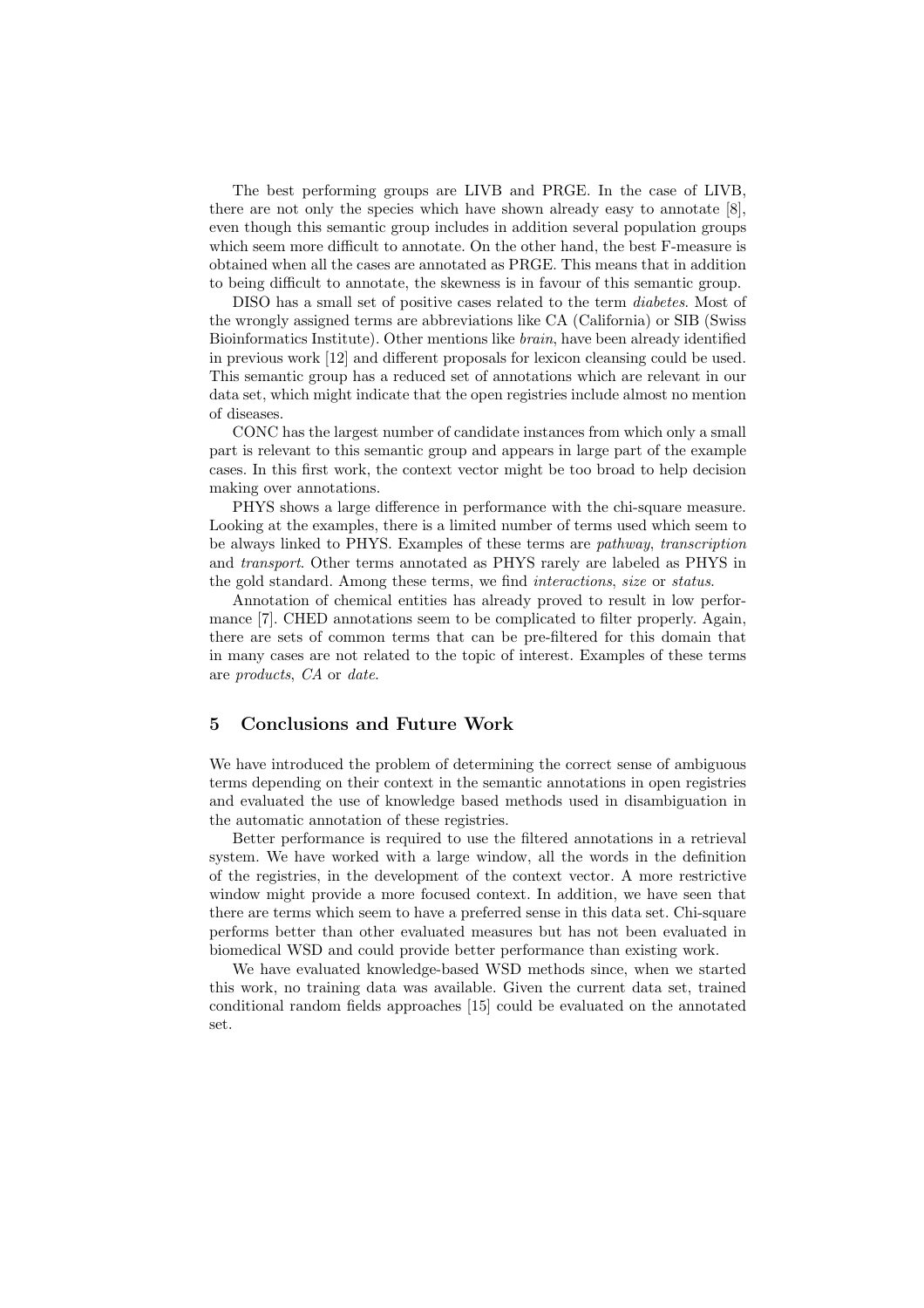The best performing groups are LIVB and PRGE. In the case of LIVB, there are not only the species which have shown already easy to annotate [8], even though this semantic group includes in addition several population groups which seem more difficult to annotate. On the other hand, the best F-measure is obtained when all the cases are annotated as PRGE. This means that in addition to being difficult to annotate, the skewness is in favour of this semantic group.

DISO has a small set of positive cases related to the term *diabetes*. Most of the wrongly assigned terms are abbreviations like CA (California) or SIB (Swiss Bioinformatics Institute). Other mentions like *brain*, have been already identified in previous work [12] and different proposals for lexicon cleansing could be used. This semantic group has a reduced set of annotations which are relevant in our data set, which might indicate that the open registries include almost no mention of diseases.

CONC has the largest number of candidate instances from which only a small part is relevant to this semantic group and appears in large part of the example cases. In this first work, the context vector might be too broad to help decision making over annotations.

PHYS shows a large difference in performance with the chi-square measure. Looking at the examples, there is a limited number of terms used which seem to be always linked to PHYS. Examples of these terms are *pathway*, *transcription* and *transport*. Other terms annotated as PHYS rarely are labeled as PHYS in the gold standard. Among these terms, we find *interactions*, *size* or *status*.

Annotation of chemical entities has already proved to result in low performance [7]. CHED annotations seem to be complicated to filter properly. Again, there are sets of common terms that can be pre-filtered for this domain that in many cases are not related to the topic of interest. Examples of these terms are *products*, *CA* or *date*.

## 5 Conclusions and Future Work

We have introduced the problem of determining the correct sense of ambiguous terms depending on their context in the semantic annotations in open registries and evaluated the use of knowledge based methods used in disambiguation in the automatic annotation of these registries.

Better performance is required to use the filtered annotations in a retrieval system. We have worked with a large window, all the words in the definition of the registries, in the development of the context vector. A more restrictive window might provide a more focused context. In addition, we have seen that there are terms which seem to have a preferred sense in this data set. Chi-square performs better than other evaluated measures but has not been evaluated in biomedical WSD and could provide better performance than existing work.

We have evaluated knowledge-based WSD methods since, when we started this work, no training data was available. Given the current data set, trained conditional random fields approaches [15] could be evaluated on the annotated set.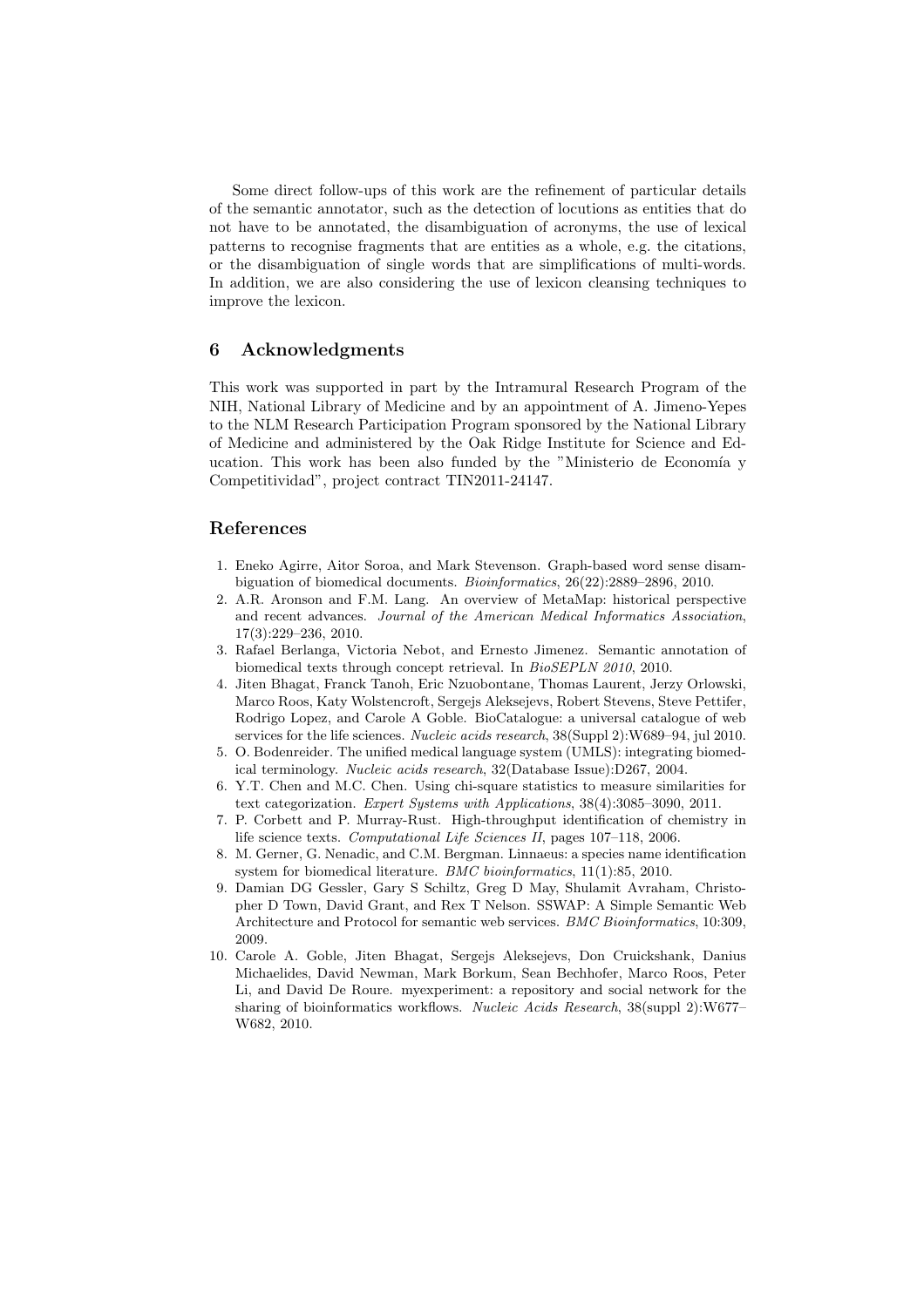Some direct follow-ups of this work are the refinement of particular details of the semantic annotator, such as the detection of locutions as entities that do not have to be annotated, the disambiguation of acronyms, the use of lexical patterns to recognise fragments that are entities as a whole, e.g. the citations, or the disambiguation of single words that are simplifications of multi-words. In addition, we are also considering the use of lexicon cleansing techniques to improve the lexicon.

## 6 Acknowledgments

This work was supported in part by the Intramural Research Program of the NIH, National Library of Medicine and by an appointment of A. Jimeno-Yepes to the NLM Research Participation Program sponsored by the National Library of Medicine and administered by the Oak Ridge Institute for Science and Education. This work has been also funded by the "Ministerio de Economía y Competitividad", project contract TIN2011-24147.

## References

1. Eneko Agirre, Aitor Soroa, and Mark Stevenson. Graph-based word sense disambiguation of biomedical documents. *Bioinformatics*, 26(22):2889–2896, 2010.
2. A.R. Aronson and F.M. Lang. An overview of MetaMap: historical perspective and recent advances. *Journal of the American Medical Informatics Association*, 17(3):229–236, 2010.
3. Rafael Berlanga, Victoria Nebot, and Ernesto Jimenez. Semantic annotation of biomedical texts through concept retrieval. In *BioSEPLN 2010*, 2010.
4. Jiten Bhagat, Franck Tanoh, Eric Nzuobontane, Thomas Laurent, Jerzy Orlowski, Marco Roos, Katy Wolstencroft, Sergejs Aleksejevs, Robert Stevens, Steve Pettifer, Rodrigo Lopez, and Carole A Goble. BioCatalogue: a universal catalogue of web services for the life sciences. *Nucleic acids research*, 38(Suppl 2):W689–94, jul 2010.
5. O. Bodenreider. The unified medical language system (UMLS): integrating biomedical terminology. *Nucleic acids research*, 32(Database Issue):D267, 2004.
6. Y.T. Chen and M.C. Chen. Using chi-square statistics to measure similarities for text categorization. *Expert Systems with Applications*, 38(4):3085–3090, 2011.
7. P. Corbett and P. Murray-Rust. High-throughput identification of chemistry in life science texts. *Computational Life Sciences II*, pages 107–118, 2006.
8. M. Gerner, G. Nenadic, and C.M. Bergman. Linnaeus: a species name identification system for biomedical literature. *BMC bioinformatics*, 11(1):85, 2010.
9. Damian DG Gessler, Gary S Schiltz, Greg D May, Shulamit Avraham, Christopher D Town, David Grant, and Rex T Nelson. SSWAP: A Simple Semantic Web Architecture and Protocol for semantic web services. *BMC Bioinformatics*, 10:309, 2009.
10. Carole A. Goble, Jiten Bhagat, Sergejs Aleksejevs, Don Cruickshank, Danius Michaelides, David Newman, Mark Borkum, Sean Bechhofer, Marco Roos, Peter Li, and David De Roure. myexperiment: a repository and social network for the sharing of bioinformatics workflows. *Nucleic Acids Research*, 38(suppl 2):W677–W682, 2010.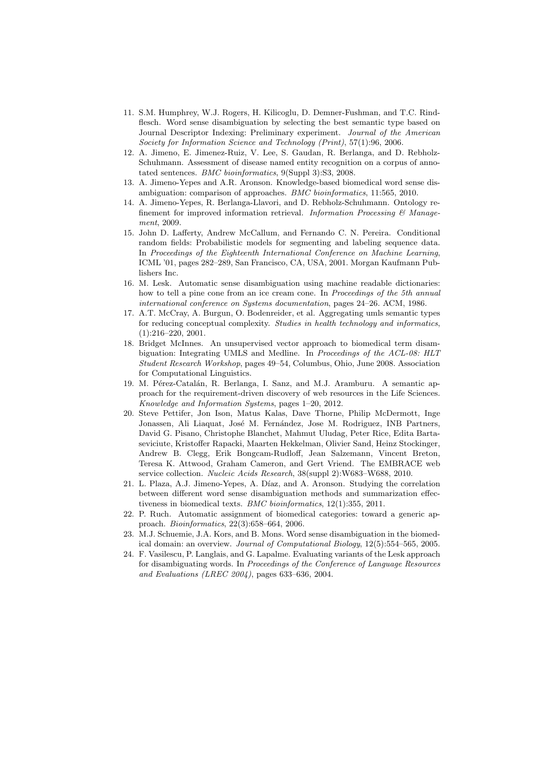11. S.M. Humphrey, W.J. Rogers, H. Kilicoglu, D. Demner-Fushman, and T.C. Rindflesch. Word sense disambiguation by selecting the best semantic type based on Journal Descriptor Indexing: Preliminary experiment. *Journal of the American Society for Information Science and Technology (Print)*, 57(1):96, 2006.
12. A. Jimeno, E. Jimenez-Ruiz, V. Lee, S. Gaudan, R. Berlanga, and D. Rebholz-Schuhmann. Assessment of disease named entity recognition on a corpus of annotated sentences. *BMC bioinformatics*, 9(Suppl 3):S3, 2008.
13. A. Jimeno-Yepes and A.R. Aronson. Knowledge-based biomedical word sense disambiguation: comparison of approaches. *BMC bioinformatics*, 11:565, 2010.
14. A. Jimeno-Yepes, R. Berlanga-Llavori, and D. Rebholz-Schuhmann. Ontology refinement for improved information retrieval. *Information Processing & Management*, 2009.
15. John D. Lafferty, Andrew McCallum, and Fernando C. N. Pereira. Conditional random fields: Probabilistic models for segmenting and labeling sequence data. In *Proceedings of the Eighteenth International Conference on Machine Learning*, ICML '01, pages 282–289, San Francisco, CA, USA, 2001. Morgan Kaufmann Publishers Inc.
16. M. Lesk. Automatic sense disambiguation using machine readable dictionaries: how to tell a pine cone from an ice cream cone. In *Proceedings of the 5th annual international conference on Systems documentation*, pages 24–26. ACM, 1986.
17. A.T. McCray, A. Burgun, O. Bodenreider, et al. Aggregating umls semantic types for reducing conceptual complexity. *Studies in health technology and informatics*, (1):216–220, 2001.
18. Bridget McInnes. An unsupervised vector approach to biomedical term disambiguation: Integrating UMLS and Medline. In *Proceedings of the ACL-08: HLT Student Research Workshop*, pages 49–54, Columbus, Ohio, June 2008. Association for Computational Linguistics.
19. M. Pérez-Catalán, R. Berlanga, I. Sanz, and M.J. Aramburu. A semantic approach for the requirement-driven discovery of web resources in the Life Sciences. *Knowledge and Information Systems*, pages 1–20, 2012.
20. Steve Pettifer, Jon Ison, Matus Kalas, Dave Thorne, Philip McDermott, Inge Jonassen, Ali Liaquat, José M. Fernández, Jose M. Rodriguez, INB Partners, David G. Pisano, Christophe Blanchet, Mahmut Uludag, Peter Rice, Edita Bartaseviciute, Kristoffer Rapacki, Maarten Hekkelman, Olivier Sand, Heinz Stockinger, Andrew B. Clegg, Erik Bongcam-Rudloff, Jean Salzemann, Vincent Breton, Teresa K. Attwood, Graham Cameron, and Gert Vriend. The EMBRACE web service collection. *Nucleic Acids Research*, 38(suppl 2):W683–W688, 2010.
21. L. Plaza, A.J. Jimeno-Yepes, A. Díaz, and A. Aronson. Studying the correlation between different word sense disambiguation methods and summarization effectiveness in biomedical texts. *BMC bioinformatics*, 12(1):355, 2011.
22. P. Ruch. Automatic assignment of biomedical categories: toward a generic approach. *Bioinformatics*, 22(3):658–664, 2006.
23. M.J. Schuemie, J.A. Kors, and B. Mons. Word sense disambiguation in the biomedical domain: an overview. *Journal of Computational Biology*, 12(5):554–565, 2005.
24. F. Vasilescu, P. Langlais, and G. Lapalme. Evaluating variants of the Lesk approach for disambiguating words. In *Proceedings of the Conference of Language Resources and Evaluations (LREC 2004)*, pages 633–636, 2004.